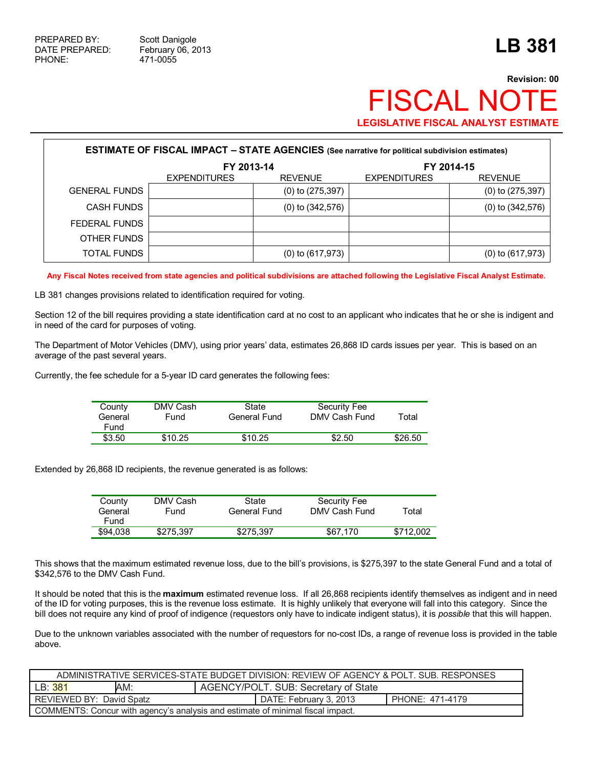PREPARED BY: Scott Danigole
DATE PREPARED: February 06, 2013
PHONE: 471-0055

# LB 381

**Revision: 00**

# FISCAL NOTE

**LEGISLATIVE FISCAL ANALYST ESTIMATE**

**ESTIMATE OF FISCAL IMPACT – STATE AGENCIES** (See narrative for political subdivision estimates)

| | FY 2013-14 | | FY 2014-15 | |
|---|---|---|---|---|
| | EXPENDITURES | REVENUE | EXPENDITURES | REVENUE |
| GENERAL FUNDS | | (0) to (275,397) | | (0) to (275,397) |
| CASH FUNDS | | (0) to (342,576) | | (0) to (342,576) |
| FEDERAL FUNDS | | | | |
| OTHER FUNDS | | | | |
| TOTAL FUNDS | | (0) to (617,973) | | (0) to (617,973) |

**Any Fiscal Notes received from state agencies and political subdivisions are attached following the Legislative Fiscal Analyst Estimate.**

LB 381 changes provisions related to identification required for voting.

Section 12 of the bill requires providing a state identification card at no cost to an applicant who indicates that he or she is indigent and in need of the card for purposes of voting.

The Department of Motor Vehicles (DMV), using prior years' data, estimates 26,868 ID cards issues per year. This is based on an average of the past several years.

Currently, the fee schedule for a 5-year ID card generates the following fees:

| County General Fund | DMV Cash Fund | State General Fund | Security Fee DMV Cash Fund | Total |
|---|---|---|---|---|
| $3.50 | $10.25 | $10.25 | $2.50 | $26.50 |

Extended by 26,868 ID recipients, the revenue generated is as follows:

| County General Fund | DMV Cash Fund | State General Fund | Security Fee DMV Cash Fund | Total |
|---|---|---|---|---|
| $94,038 | $275,397 | $275,397 | $67,170 | $712,002 |

This shows that the maximum estimated revenue loss, due to the bill's provisions, is $275,397 to the state General Fund and a total of $342,576 to the DMV Cash Fund.

It should be noted that this is the **maximum** estimated revenue loss. If all 26,868 recipients identify themselves as indigent and in need of the ID for voting purposes, this is the revenue loss estimate. It is highly unlikely that everyone will fall into this category. Since the bill does not require any kind of proof of indigence (requestors only have to indicate indigent status), it is *possible* that this will happen.

Due to the unknown variables associated with the number of requestors for no-cost IDs, a range of revenue loss is provided in the table above.

| ADMINISTRATIVE SERVICES-STATE BUDGET DIVISION: REVIEW OF AGENCY & POLT. SUB. RESPONSES | | |
|---|---|---|
| LB: 381 AM: | AGENCY/POLT. SUB: Secretary of State | |
| REVIEWED BY: David Spatz | DATE: February 3, 2013 | PHONE: 471-4179 |
| COMMENTS: Concur with agency's analysis and estimate of minimal fiscal impact. | | |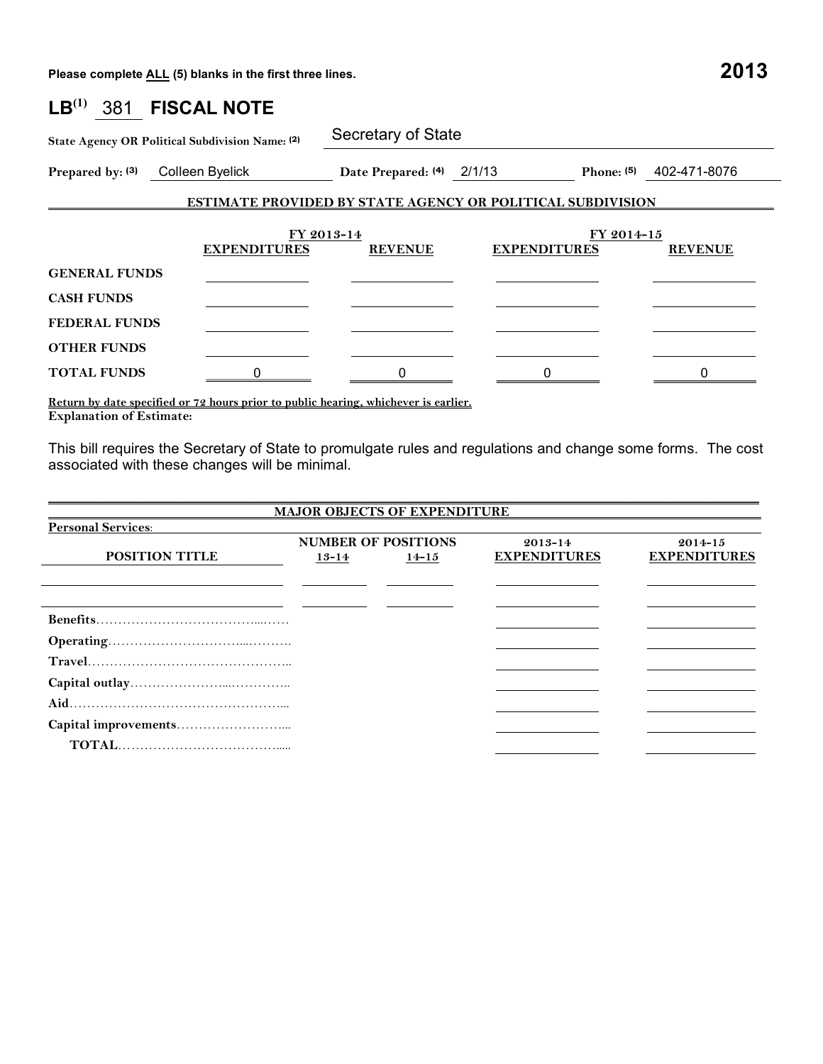Please complete ALL (5) blanks in the first three lines.

**2013**

# LB[1] 381 FISCAL NOTE

**State Agency OR Political Subdivision Name: (2)** Secretary of State

**Prepared by: (3)** Colleen Byelick **Date Prepared: (4)** 2/1/13 **Phone: (5)** 402-471-8076

**ESTIMATE PROVIDED BY STATE AGENCY OR POLITICAL SUBDIVISION**

| | FY 2013-14 | | FY 2014-15 | |
|---|---|---|---|---|
| | **EXPENDITURES** | **REVENUE** | **EXPENDITURES** | **REVENUE** |
| **GENERAL FUNDS** | | | | |
| **CASH FUNDS** | | | | |
| **FEDERAL FUNDS** | | | | |
| **OTHER FUNDS** | | | | |
| **TOTAL FUNDS** | 0 | 0 | 0 | 0 |

**Return by date specified or 72 hours prior to public hearing, whichever is earlier.**
**Explanation of Estimate:**

This bill requires the Secretary of State to promulgate rules and regulations and change some forms. The cost associated with these changes will be minimal.

**MAJOR OBJECTS OF EXPENDITURE**

**Personal Services:**

| POSITION TITLE | NUMBER OF POSITIONS 13-14 | NUMBER OF POSITIONS 14-15 | 2013-14 EXPENDITURES | 2014-15 EXPENDITURES |
|---|---|---|---|---|
| | | | | |
| | | | | |
| **Benefits** | | | | |
| **Operating** | | | | |
| **Travel** | | | | |
| **Capital outlay** | | | | |
| **Aid** | | | | |
| **Capital improvements** | | | | |
| **TOTAL** | | | | |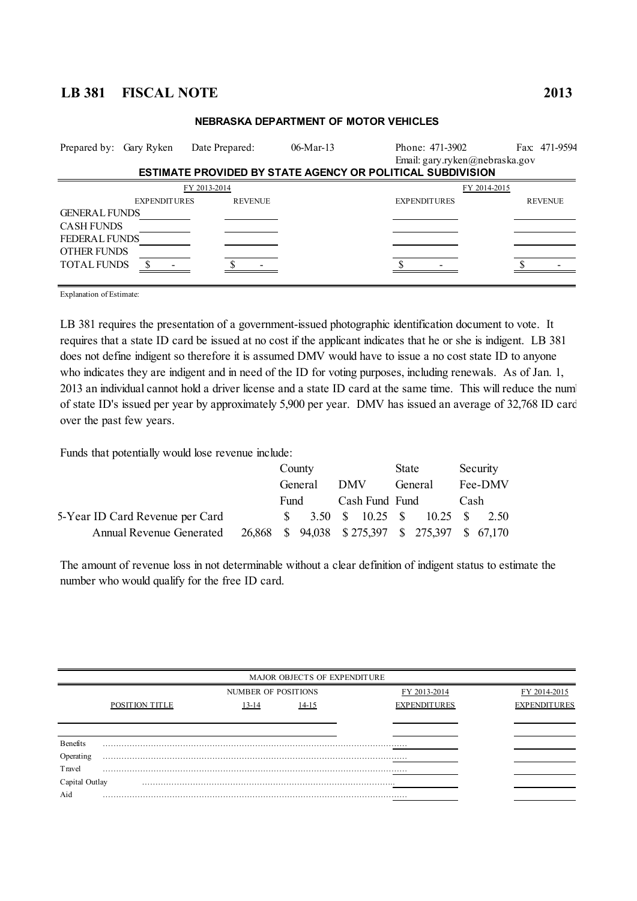# LB 381 FISCAL NOTE 2013

**NEBRASKA DEPARTMENT OF MOTOR VEHICLES**

Prepared by: Gary Ryken   Date Prepared: 06-Mar-13   Phone: 471-3902   Fax: 471-9594
Email: gary.ryken@nebraska.gov

**ESTIMATE PROVIDED BY STATE AGENCY OR POLITICAL SUBDIVISION**

| | FY 2013-2014 | | FY 2014-2015 | |
|---|---|---|---|---|
| | EXPENDITURES | REVENUE | EXPENDITURES | REVENUE |
| GENERAL FUNDS | | | | |
| CASH FUNDS | | | | |
| FEDERAL FUNDS | | | | |
| OTHER FUNDS | | | | |
| TOTAL FUNDS | $ - | $ - | $ - | $ - |

Explanation of Estimate:

LB 381 requires the presentation of a government-issued photographic identification document to vote. It requires that a state ID card be issued at no cost if the applicant indicates that he or she is indigent. LB 381 does not define indigent so therefore it is assumed DMV would have to issue a no cost state ID to anyone who indicates they are indigent and in need of the ID for voting purposes, including renewals. As of Jan. 1, 2013 an individual cannot hold a driver license and a state ID card at the same time. This will reduce the numl of state ID's issued per year by approximately 5,900 per year. DMV has issued an average of 32,768 ID card over the past few years.

Funds that potentially would lose revenue include:

| | | County General Fund | DMV Cash Fund | State General Fund | Security Fee-DMV Cash |
|---|---|---|---|---|---|
| 5-Year ID Card Revenue per Card | | $ 3.50 | $ 10.25 | $ 10.25 | $ 2.50 |
| Annual Revenue Generated | 26,868 | $ 94,038 | $ 275,397 | $ 275,397 | $ 67,170 |

The amount of revenue loss in not determinable without a clear definition of indigent status to estimate the number who would qualify for the free ID card.

| MAJOR OBJECTS OF EXPENDITURE | | | | |
|---|---|---|---|---|
| | NUMBER OF POSITIONS | | FY 2013-2014 | FY 2014-2015 |
| POSITION TITLE | 13-14 | 14-15 | EXPENDITURES | EXPENDITURES |
| | | | | |
| Benefits | | | | |
| Operating | | | | |
| Travel | | | | |
| Capital Outlay | | | | |
| Aid | | | | |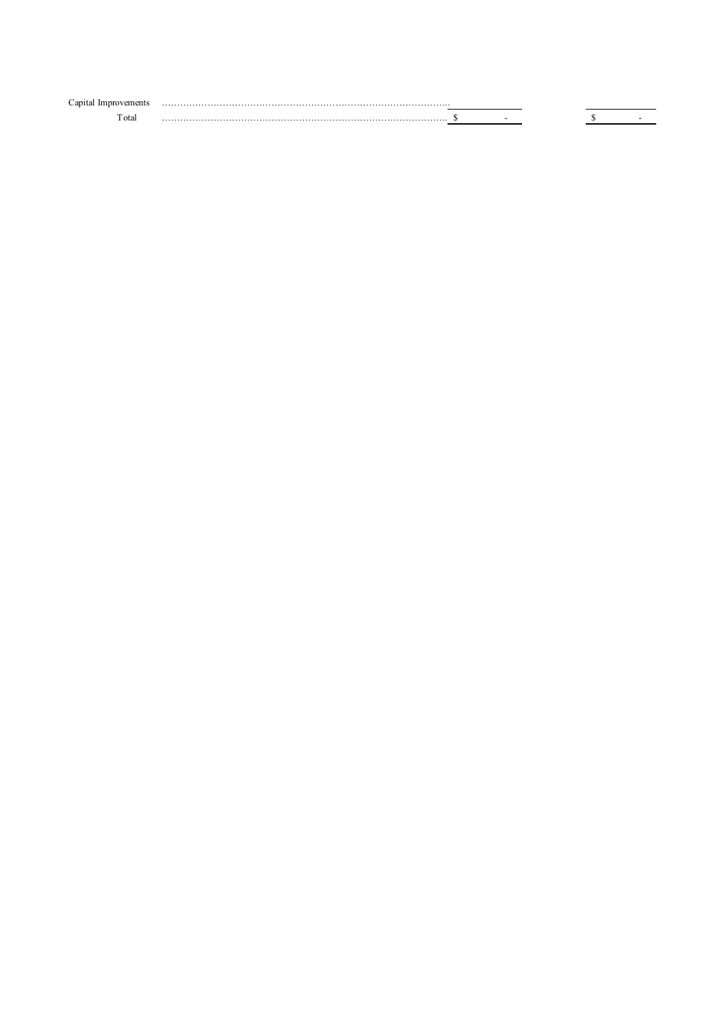| | | |
|---|---|---|
| Capital Improvements | | |
| Total | $ - | $ - |